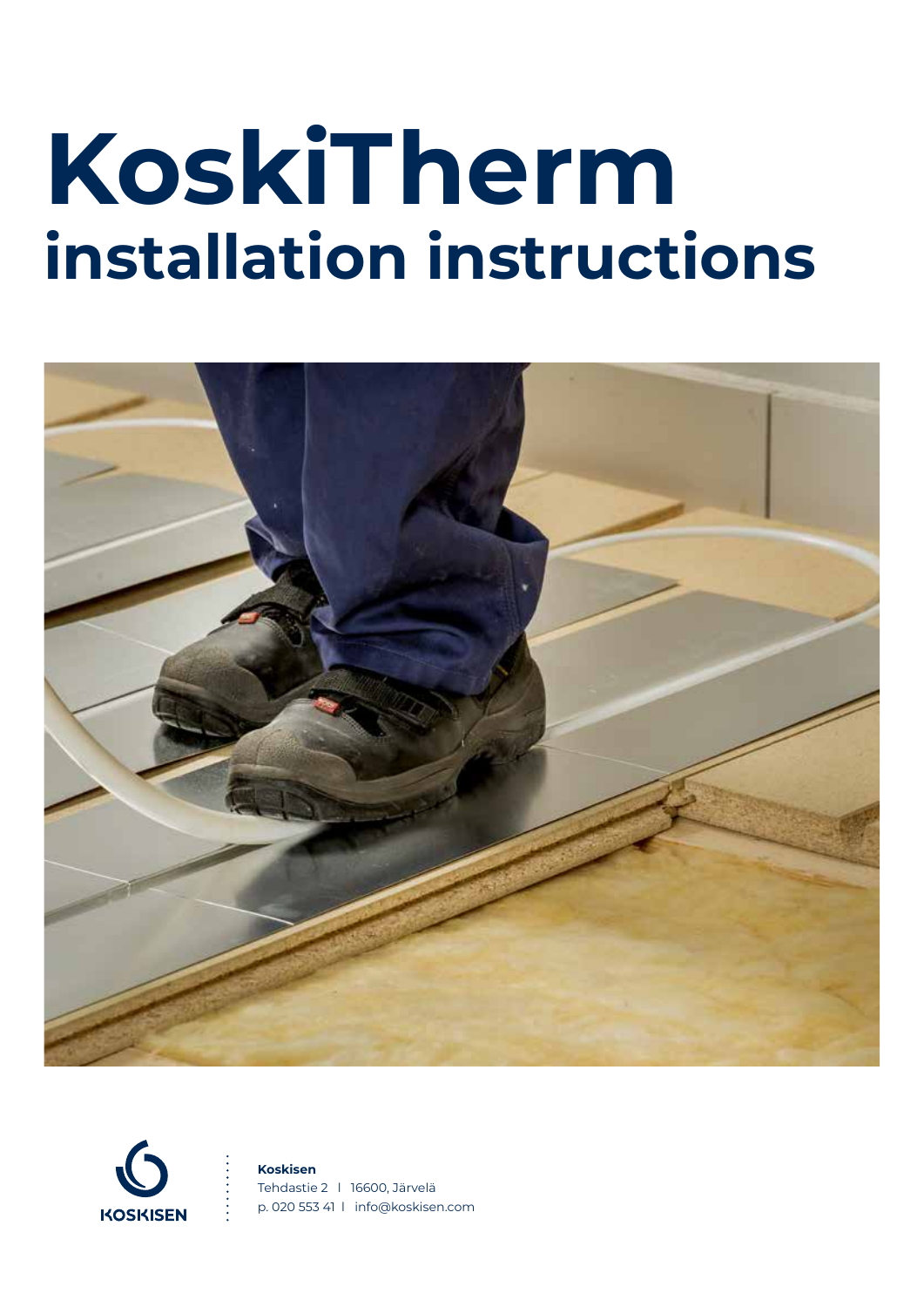# KoskiTherm
## installation instructions

**Koskisen**
Tehdastie 2 l 16600, Järvelä
p. 020 553 41 l info@koskisen.com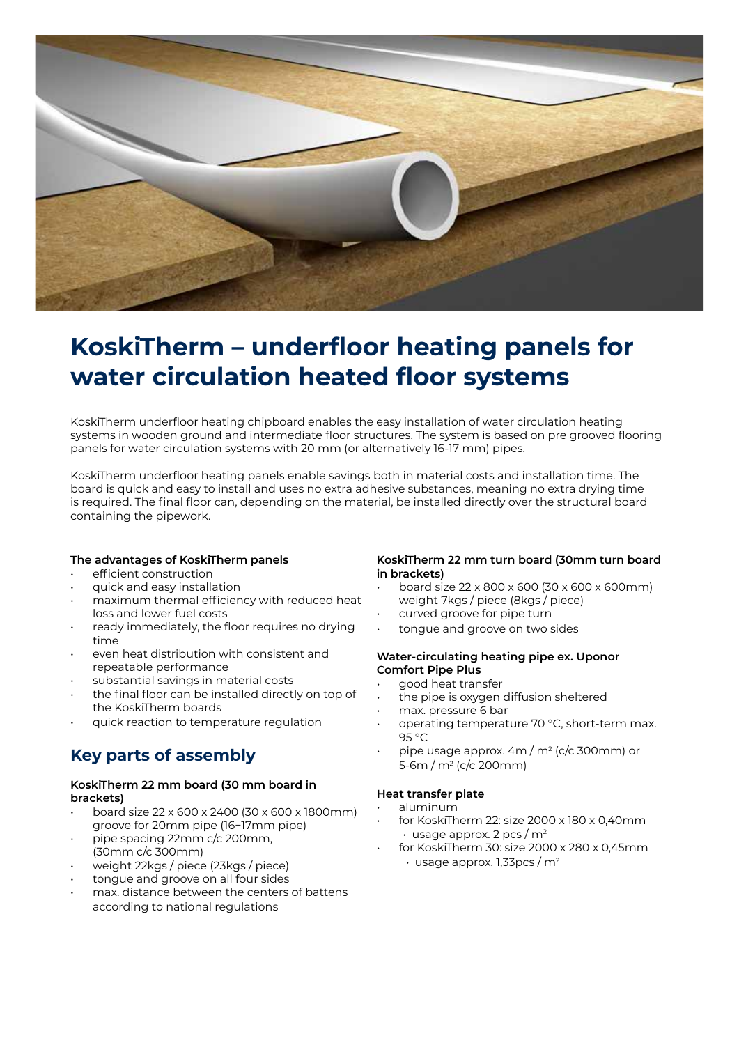# KoskiTherm – underfloor heating panels for water circulation heated floor systems

KoskiTherm underfloor heating chipboard enables the easy installation of water circulation heating systems in wooden ground and intermediate floor structures. The system is based on pre grooved flooring panels for water circulation systems with 20 mm (or alternatively 16-17 mm) pipes.

KoskiTherm underfloor heating panels enable savings both in material costs and installation time. The board is quick and easy to install and uses no extra adhesive substances, meaning no extra drying time is required. The final floor can, depending on the material, be installed directly over the structural board containing the pipework.

**The advantages of KoskiTherm panels**

- efficient construction
- quick and easy installation
- maximum thermal efficiency with reduced heat loss and lower fuel costs
- ready immediately, the floor requires no drying time
- even heat distribution with consistent and repeatable performance
- substantial savings in material costs
- the final floor can be installed directly on top of the KoskiTherm boards
- quick reaction to temperature regulation

## Key parts of assembly

**KoskiTherm 22 mm board (30 mm board in brackets)**

- board size 22 x 600 x 2400 (30 x 600 x 1800mm) groove for 20mm pipe (16–17mm pipe)
- pipe spacing 22mm c/c 200mm, (30mm c/c 300mm)
- weight 22kgs / piece (23kgs / piece)
- tongue and groove on all four sides
- max. distance between the centers of battens according to national regulations

**KoskiTherm 22 mm turn board (30mm turn board in brackets)**

- board size 22 x 800 x 600 (30 x 600 x 600mm) weight 7kgs / piece (8kgs / piece)
- curved groove for pipe turn
- tongue and groove on two sides

**Water-circulating heating pipe ex. Uponor Comfort Pipe Plus**

- good heat transfer
- the pipe is oxygen diffusion sheltered
- max. pressure 6 bar
- operating temperature 70 °C, short-term max. 95 °C
- pipe usage approx. 4m / m$^2$ (c/c 300mm) or 5-6m / m$^2$ (c/c 200mm)

**Heat transfer plate**

- aluminum
- for KoskiTherm 22: size 2000 x 180 x 0,40mm
  - usage approx. 2 pcs / m$^2$
- for KoskiTherm 30: size 2000 x 280 x 0,45mm
  - usage approx. 1,33pcs / m$^2$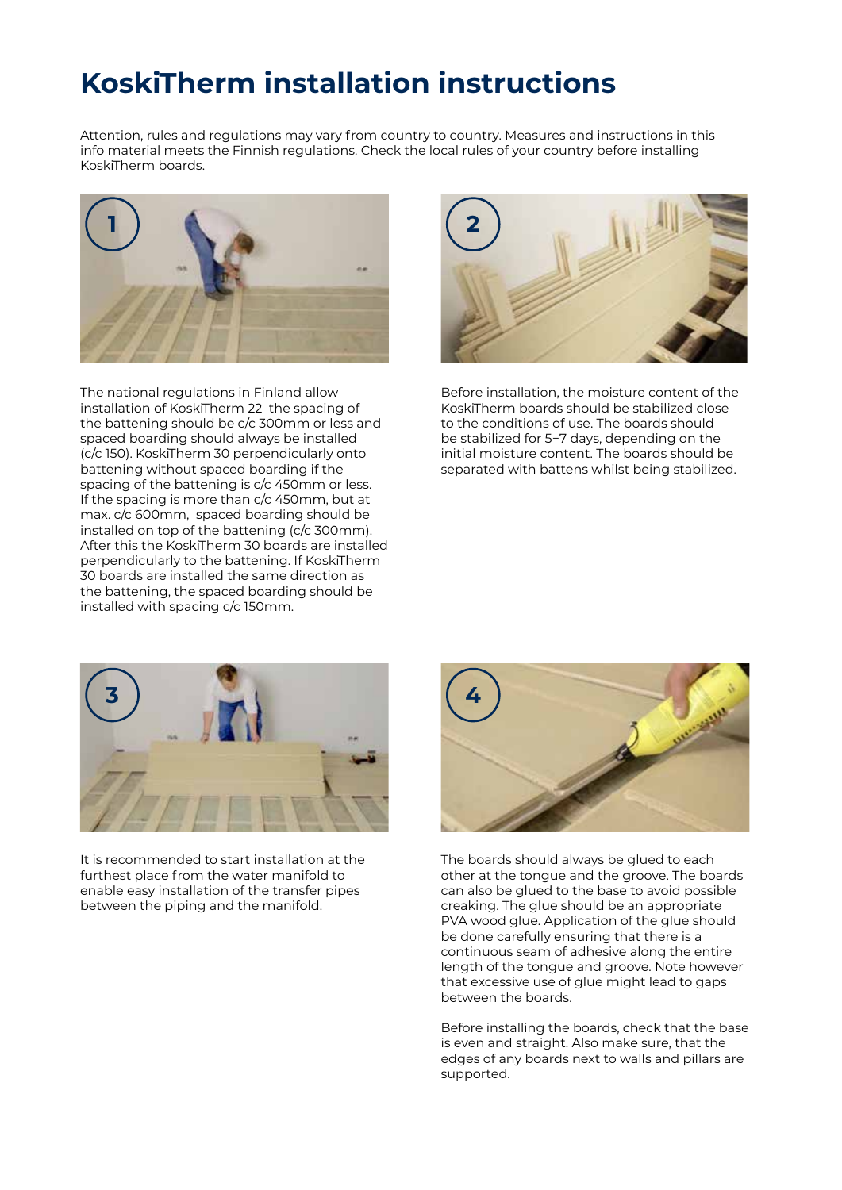# KoskiTherm installation instructions

Attention, rules and regulations may vary from country to country. Measures and instructions in this info material meets the Finnish regulations. Check the local rules of your country before installing KoskiTherm boards.

1

The national regulations in Finland allow installation of KoskiTherm 22 the spacing of the battening should be c/c 300mm or less and spaced boarding should always be installed (c/c 150). KoskiTherm 30 perpendicularly onto battening without spaced boarding if the spacing of the battening is c/c 450mm or less. If the spacing is more than c/c 450mm, but at max. c/c 600mm, spaced boarding should be installed on top of the battening (c/c 300mm). After this the KoskiTherm 30 boards are installed perpendicularly to the battening. If KoskiTherm 30 boards are installed the same direction as the battening, the spaced boarding should be installed with spacing c/c 150mm.

2

Before installation, the moisture content of the KoskiTherm boards should be stabilized close to the conditions of use. The boards should be stabilized for 5–7 days, depending on the initial moisture content. The boards should be separated with battens whilst being stabilized.

3

It is recommended to start installation at the furthest place from the water manifold to enable easy installation of the transfer pipes between the piping and the manifold.

4

The boards should always be glued to each other at the tongue and the groove. The boards can also be glued to the base to avoid possible creaking. The glue should be an appropriate PVA wood glue. Application of the glue should be done carefully ensuring that there is a continuous seam of adhesive along the entire length of the tongue and groove. Note however that excessive use of glue might lead to gaps between the boards.

Before installing the boards, check that the base is even and straight. Also make sure, that the edges of any boards next to walls and pillars are supported.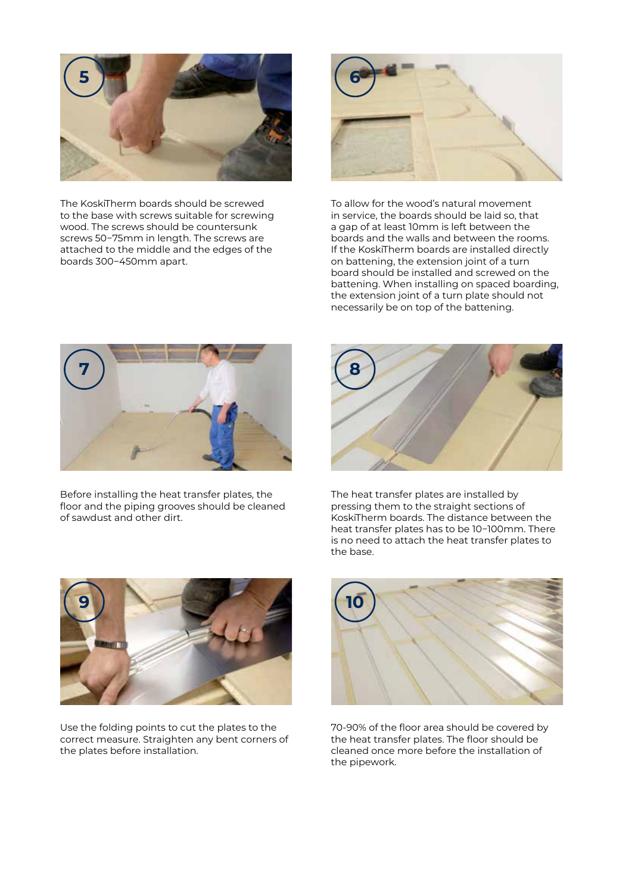**5**

The KoskiTherm boards should be screwed to the base with screws suitable for screwing wood. The screws should be countersunk screws 50–75mm in length. The screws are attached to the middle and the edges of the boards 300–450mm apart.

**6**

To allow for the wood's natural movement in service, the boards should be laid so, that a gap of at least 10mm is left between the boards and the walls and between the rooms. If the KoskiTherm boards are installed directly on battening, the extension joint of a turn board should be installed and screwed on the battening. When installing on spaced boarding, the extension joint of a turn plate should not necessarily be on top of the battening.

**7**

Before installing the heat transfer plates, the floor and the piping grooves should be cleaned of sawdust and other dirt.

**8**

The heat transfer plates are installed by pressing them to the straight sections of KoskiTherm boards. The distance between the heat transfer plates has to be 10–100mm. There is no need to attach the heat transfer plates to the base.

**9**

Use the folding points to cut the plates to the correct measure. Straighten any bent corners of the plates before installation.

**10**

70-90% of the floor area should be covered by the heat transfer plates. The floor should be cleaned once more before the installation of the pipework.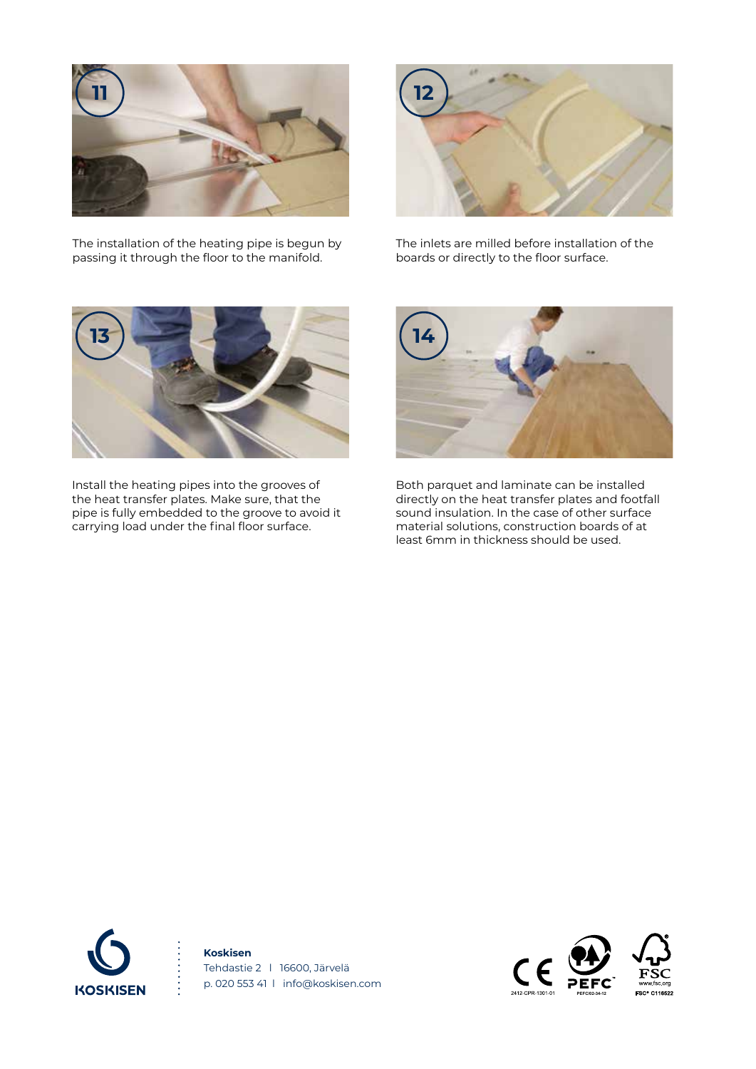11

The installation of the heating pipe is begun by passing it through the floor to the manifold.

12

The inlets are milled before installation of the boards or directly to the floor surface.

13

Install the heating pipes into the grooves of the heat transfer plates. Make sure, that the pipe is fully embedded to the groove to avoid it carrying load under the final floor surface.

14

Both parquet and laminate can be installed directly on the heat transfer plates and footfall sound insulation. In the case of other surface material solutions, construction boards of at least 6mm in thickness should be used.

**Koskisen**
Tehdastie 2 I 16600, Järvelä
p. 020 553 41 I info@koskisen.com

2412-CPR-1301-01 PEFC/02-34-12 www.fsc.org FSC® C116522